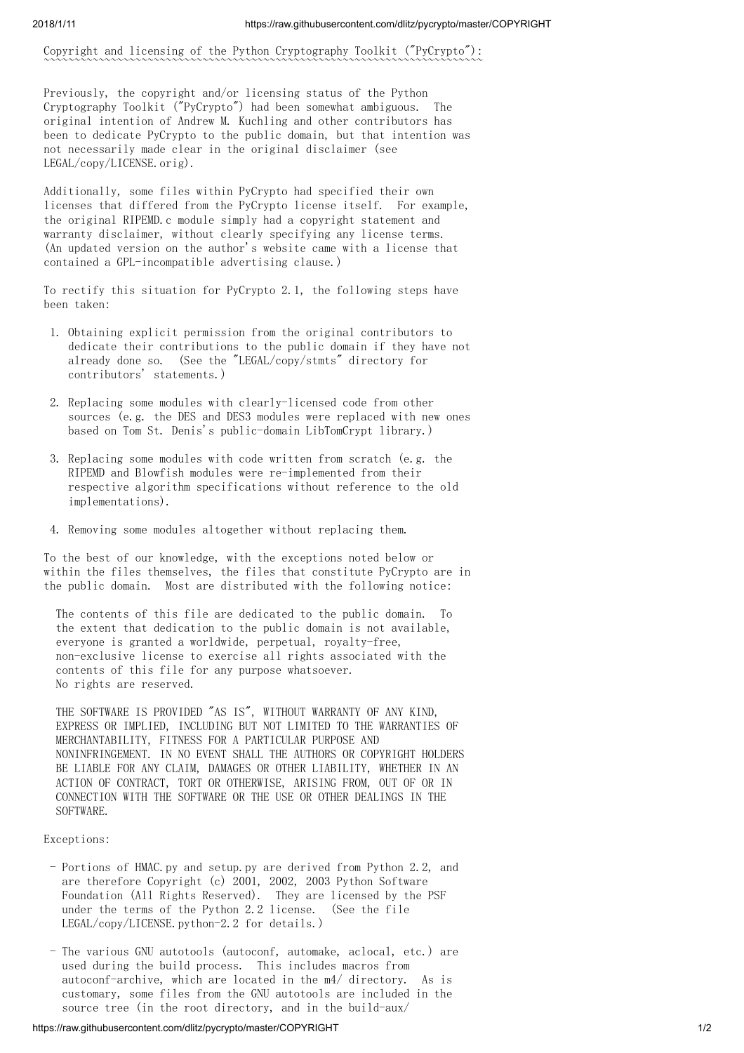# Copyright and licensing of the Python Cryptography Toolkit ("PyCrypto"):

Previously, the copyright and/or licensing status of the Python Cryptography Toolkit ("PyCrypto") had been somewhat ambiguous. The original intention of Andrew M. Kuchling and other contributors has been to dedicate PyCrypto to the public domain, but that intention was not necessarily made clear in the original disclaimer (see LEGAL/copy/LICENSE.orig).

Additionally, some files within PyCrypto had specified their own licenses that differed from the PyCrypto license itself. For example, the original RIPEMD.c module simply had a copyright statement and warranty disclaimer, without clearly specifying any license terms. (An updated version on the author's website came with a license that contained a GPL-incompatible advertising clause.)

To rectify this situation for PyCrypto 2.1, the following steps have been taken:

1. Obtaining explicit permission from the original contributors to dedicate their contributions to the public domain if they have not already done so. (See the "LEGAL/copy/stmts" directory for contributors' statements.)

2. Replacing some modules with clearly-licensed code from other sources (e.g. the DES and DES3 modules were replaced with new ones based on Tom St. Denis's public-domain LibTomCrypt library.)

3. Replacing some modules with code written from scratch (e.g. the RIPEMD and Blowfish modules were re-implemented from their respective algorithm specifications without reference to the old implementations).

4. Removing some modules altogether without replacing them.

To the best of our knowledge, with the exceptions noted below or within the files themselves, the files that constitute PyCrypto are in the public domain. Most are distributed with the following notice:

> The contents of this file are dedicated to the public domain. To the extent that dedication to the public domain is not available, everyone is granted a worldwide, perpetual, royalty-free, non-exclusive license to exercise all rights associated with the contents of this file for any purpose whatsoever. No rights are reserved.
>
> THE SOFTWARE IS PROVIDED "AS IS", WITHOUT WARRANTY OF ANY KIND, EXPRESS OR IMPLIED, INCLUDING BUT NOT LIMITED TO THE WARRANTIES OF MERCHANTABILITY, FITNESS FOR A PARTICULAR PURPOSE AND NONINFRINGEMENT. IN NO EVENT SHALL THE AUTHORS OR COPYRIGHT HOLDERS BE LIABLE FOR ANY CLAIM, DAMAGES OR OTHER LIABILITY, WHETHER IN AN ACTION OF CONTRACT, TORT OR OTHERWISE, ARISING FROM, OUT OF OR IN CONNECTION WITH THE SOFTWARE OR THE USE OR OTHER DEALINGS IN THE SOFTWARE.

Exceptions:

- Portions of HMAC.py and setup.py are derived from Python 2.2, and are therefore Copyright (c) 2001, 2002, 2003 Python Software Foundation (All Rights Reserved). They are licensed by the PSF under the terms of the Python 2.2 license. (See the file LEGAL/copy/LICENSE.python-2.2 for details.)

- The various GNU autotools (autoconf, automake, aclocal, etc.) are used during the build process. This includes macros from autoconf-archive, which are located in the m4/ directory. As is customary, some files from the GNU autotools are included in the source tree (in the root directory, and in the build-aux/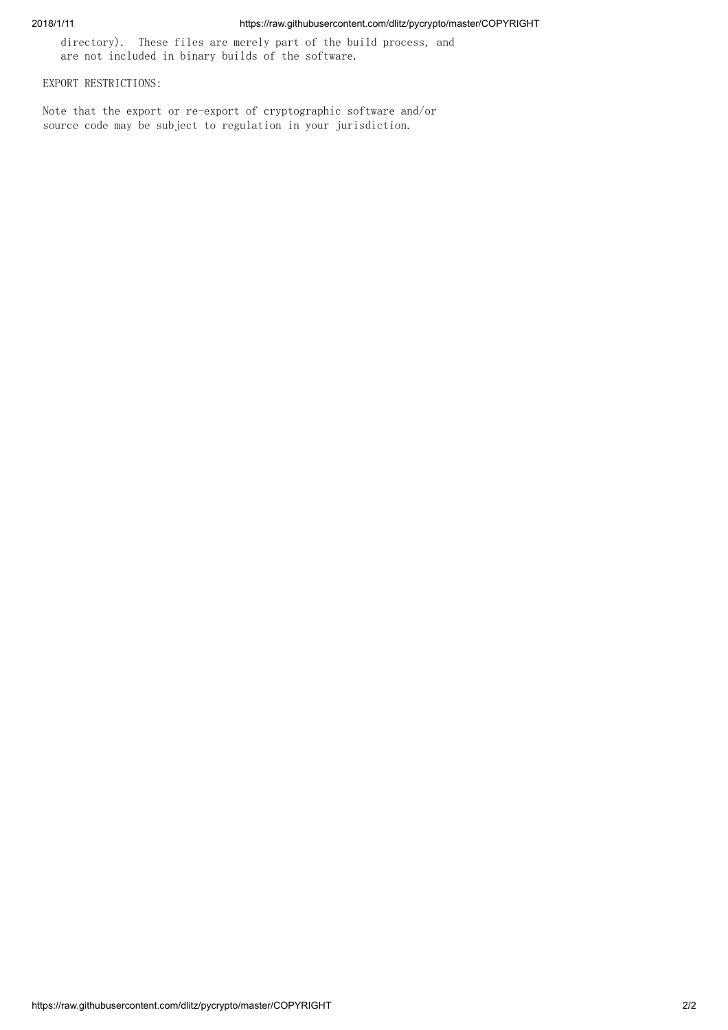directory).  These files are merely part of the build process, and
are not included in binary builds of the software.

EXPORT RESTRICTIONS:

Note that the export or re-export of cryptographic software and/or
source code may be subject to regulation in your jurisdiction.